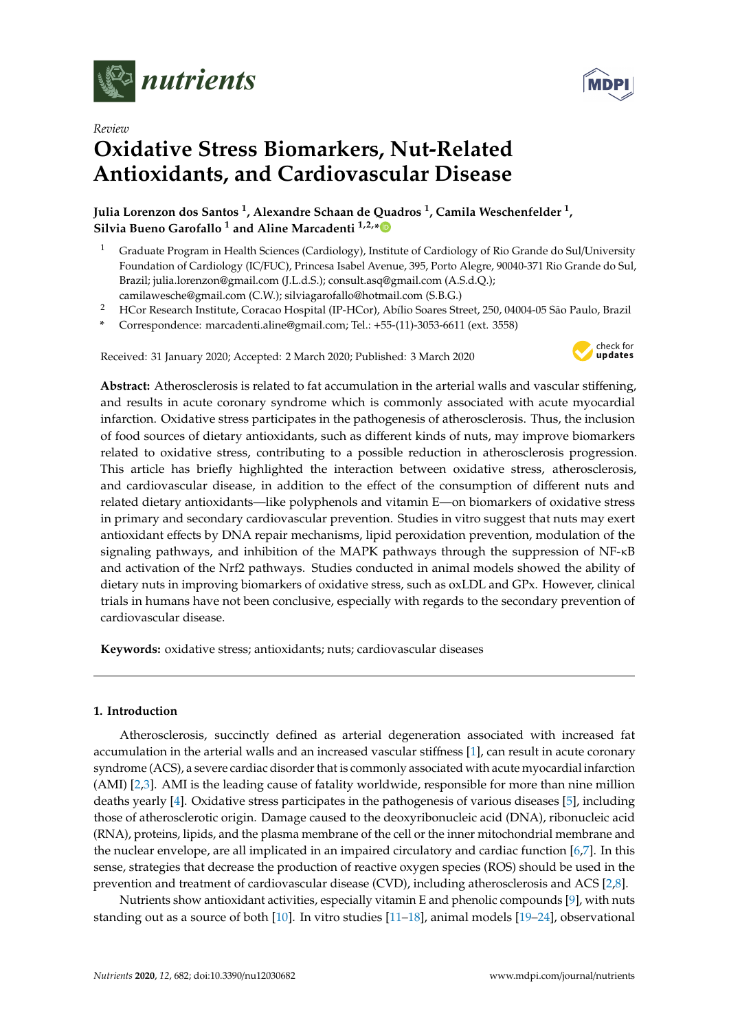*Review*

# Oxidative Stress Biomarkers, Nut-Related Antioxidants, and Cardiovascular Disease

**Julia Lorenzon dos Santos [1], Alexandre Schaan de Quadros [1], Camila Weschenfelder [1], Silvia Bueno Garofallo [1] and Aline Marcadenti [1,2,*]**

1. Graduate Program in Health Sciences (Cardiology), Institute of Cardiology of Rio Grande do Sul/University Foundation of Cardiology (IC/FUC), Princesa Isabel Avenue, 395, Porto Alegre, 90040-371 Rio Grande do Sul, Brazil; julia.lorenzon@gmail.com (J.L.d.S.); consult.asq@gmail.com (A.S.d.Q.); camilawesche@gmail.com (C.W.); silviagarofallo@hotmail.com (S.B.G.)
2. HCor Research Institute, Coracao Hospital (IP-HCor), Abílio Soares Street, 250, 04004-05 São Paulo, Brazil

\* Correspondence: marcadenti.aline@gmail.com; Tel.: +55-(11)-3053-6611 (ext. 3558)

Received: 31 January 2020; Accepted: 2 March 2020; Published: 3 March 2020

**Abstract:** Atherosclerosis is related to fat accumulation in the arterial walls and vascular stiffening, and results in acute coronary syndrome which is commonly associated with acute myocardial infarction. Oxidative stress participates in the pathogenesis of atherosclerosis. Thus, the inclusion of food sources of dietary antioxidants, such as different kinds of nuts, may improve biomarkers related to oxidative stress, contributing to a possible reduction in atherosclerosis progression. This article has briefly highlighted the interaction between oxidative stress, atherosclerosis, and cardiovascular disease, in addition to the effect of the consumption of different nuts and related dietary antioxidants—like polyphenols and vitamin E—on biomarkers of oxidative stress in primary and secondary cardiovascular prevention. Studies in vitro suggest that nuts may exert antioxidant effects by DNA repair mechanisms, lipid peroxidation prevention, modulation of the signaling pathways, and inhibition of the MAPK pathways through the suppression of NF-κB and activation of the Nrf2 pathways. Studies conducted in animal models showed the ability of dietary nuts in improving biomarkers of oxidative stress, such as oxLDL and GPx. However, clinical trials in humans have not been conclusive, especially with regards to the secondary prevention of cardiovascular disease.

**Keywords:** oxidative stress; antioxidants; nuts; cardiovascular diseases

## 1. Introduction

Atherosclerosis, succinctly defined as arterial degeneration associated with increased fat accumulation in the arterial walls and an increased vascular stiffness [1], can result in acute coronary syndrome (ACS), a severe cardiac disorder that is commonly associated with acute myocardial infarction (AMI) [2,3]. AMI is the leading cause of fatality worldwide, responsible for more than nine million deaths yearly [4]. Oxidative stress participates in the pathogenesis of various diseases [5], including those of atherosclerotic origin. Damage caused to the deoxyribonucleic acid (DNA), ribonucleic acid (RNA), proteins, lipids, and the plasma membrane of the cell or the inner mitochondrial membrane and the nuclear envelope, are all implicated in an impaired circulatory and cardiac function [6,7]. In this sense, strategies that decrease the production of reactive oxygen species (ROS) should be used in the prevention and treatment of cardiovascular disease (CVD), including atherosclerosis and ACS [2,8].

Nutrients show antioxidant activities, especially vitamin E and phenolic compounds [9], with nuts standing out as a source of both [10]. In vitro studies [11–18], animal models [19–24], observational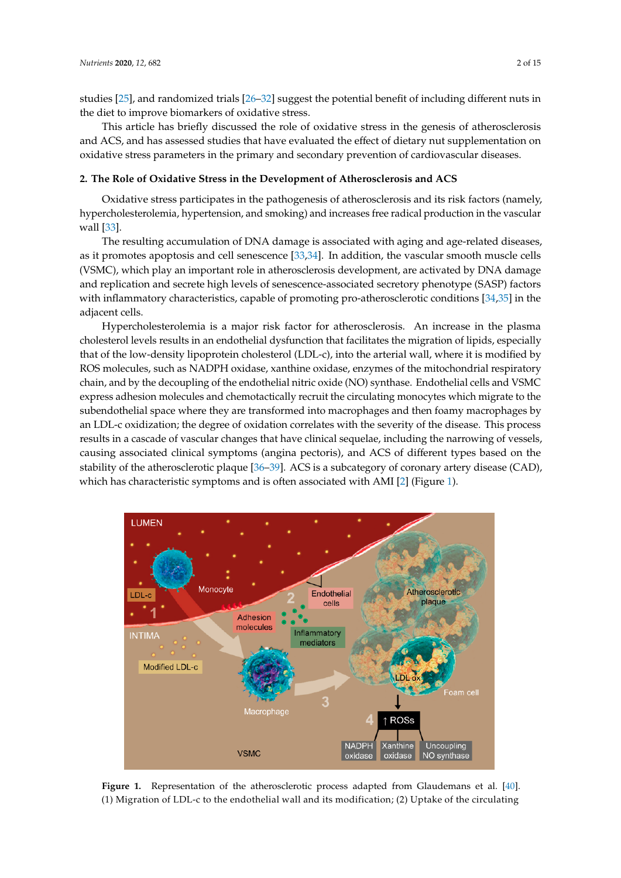studies [25], and randomized trials [26–32] suggest the potential benefit of including different nuts in the diet to improve biomarkers of oxidative stress.

This article has briefly discussed the role of oxidative stress in the genesis of atherosclerosis and ACS, and has assessed studies that have evaluated the effect of dietary nut supplementation on oxidative stress parameters in the primary and secondary prevention of cardiovascular diseases.

## 2. The Role of Oxidative Stress in the Development of Atherosclerosis and ACS

Oxidative stress participates in the pathogenesis of atherosclerosis and its risk factors (namely, hypercholesterolemia, hypertension, and smoking) and increases free radical production in the vascular wall [33].

The resulting accumulation of DNA damage is associated with aging and age-related diseases, as it promotes apoptosis and cell senescence [33,34]. In addition, the vascular smooth muscle cells (VSMC), which play an important role in atherosclerosis development, are activated by DNA damage and replication and secrete high levels of senescence-associated secretory phenotype (SASP) factors with inflammatory characteristics, capable of promoting pro-atherosclerotic conditions [34,35] in the adjacent cells.

Hypercholesterolemia is a major risk factor for atherosclerosis. An increase in the plasma cholesterol levels results in an endothelial dysfunction that facilitates the migration of lipids, especially that of the low-density lipoprotein cholesterol (LDL-c), into the arterial wall, where it is modified by ROS molecules, such as NADPH oxidase, xanthine oxidase, enzymes of the mitochondrial respiratory chain, and by the decoupling of the endothelial nitric oxide (NO) synthase. Endothelial cells and VSMC express adhesion molecules and chemotactically recruit the circulating monocytes which migrate to the subendothelial space where they are transformed into macrophages and then foamy macrophages by an LDL-c oxidization; the degree of oxidation correlates with the severity of the disease. This process results in a cascade of vascular changes that have clinical sequelae, including the narrowing of vessels, causing associated clinical symptoms (angina pectoris), and ACS of different types based on the stability of the atherosclerotic plaque [36–39]. ACS is a subcategory of coronary artery disease (CAD), which has characteristic symptoms and is often associated with AMI [2] (Figure 1).

**Figure 1.** Representation of the atherosclerotic process adapted from Glaudemans et al. [40]. (1) Migration of LDL-c to the endothelial wall and its modification; (2) Uptake of the circulating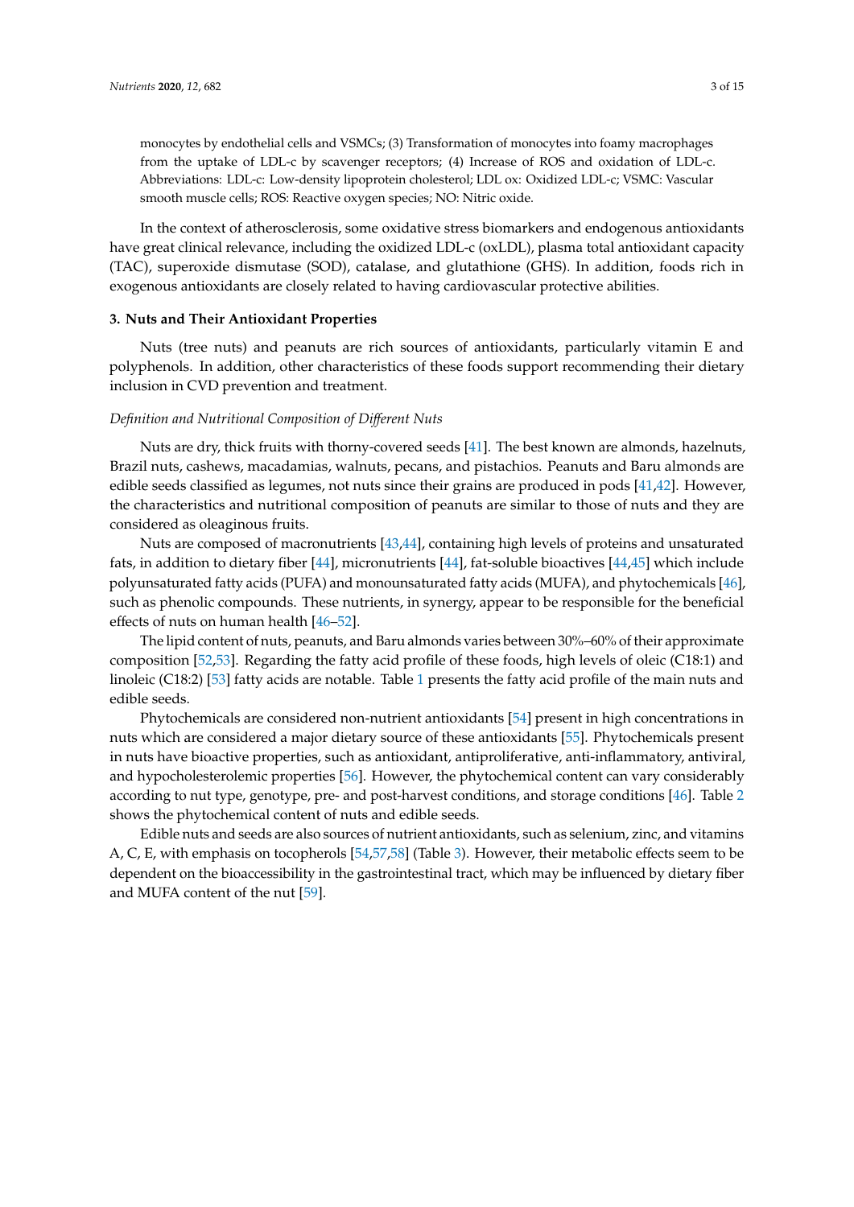monocytes by endothelial cells and VSMCs; (3) Transformation of monocytes into foamy macrophages from the uptake of LDL-c by scavenger receptors; (4) Increase of ROS and oxidation of LDL-c. Abbreviations: LDL-c: Low-density lipoprotein cholesterol; LDL ox: Oxidized LDL-c; VSMC: Vascular smooth muscle cells; ROS: Reactive oxygen species; NO: Nitric oxide.

In the context of atherosclerosis, some oxidative stress biomarkers and endogenous antioxidants have great clinical relevance, including the oxidized LDL-c (oxLDL), plasma total antioxidant capacity (TAC), superoxide dismutase (SOD), catalase, and glutathione (GHS). In addition, foods rich in exogenous antioxidants are closely related to having cardiovascular protective abilities.

## 3. Nuts and Their Antioxidant Properties

Nuts (tree nuts) and peanuts are rich sources of antioxidants, particularly vitamin E and polyphenols. In addition, other characteristics of these foods support recommending their dietary inclusion in CVD prevention and treatment.

### *Definition and Nutritional Composition of Different Nuts*

Nuts are dry, thick fruits with thorny-covered seeds [41]. The best known are almonds, hazelnuts, Brazil nuts, cashews, macadamias, walnuts, pecans, and pistachios. Peanuts and Baru almonds are edible seeds classified as legumes, not nuts since their grains are produced in pods [41,42]. However, the characteristics and nutritional composition of peanuts are similar to those of nuts and they are considered as oleaginous fruits.

Nuts are composed of macronutrients [43,44], containing high levels of proteins and unsaturated fats, in addition to dietary fiber [44], micronutrients [44], fat-soluble bioactives [44,45] which include polyunsaturated fatty acids (PUFA) and monounsaturated fatty acids (MUFA), and phytochemicals [46], such as phenolic compounds. These nutrients, in synergy, appear to be responsible for the beneficial effects of nuts on human health [46–52].

The lipid content of nuts, peanuts, and Baru almonds varies between 30%–60% of their approximate composition [52,53]. Regarding the fatty acid profile of these foods, high levels of oleic (C18:1) and linoleic (C18:2) [53] fatty acids are notable. Table 1 presents the fatty acid profile of the main nuts and edible seeds.

Phytochemicals are considered non-nutrient antioxidants [54] present in high concentrations in nuts which are considered a major dietary source of these antioxidants [55]. Phytochemicals present in nuts have bioactive properties, such as antioxidant, antiproliferative, anti-inflammatory, antiviral, and hypocholesterolemic properties [56]. However, the phytochemical content can vary considerably according to nut type, genotype, pre- and post-harvest conditions, and storage conditions [46]. Table 2 shows the phytochemical content of nuts and edible seeds.

Edible nuts and seeds are also sources of nutrient antioxidants, such as selenium, zinc, and vitamins A, C, E, with emphasis on tocopherols [54,57,58] (Table 3). However, their metabolic effects seem to be dependent on the bioaccessibility in the gastrointestinal tract, which may be influenced by dietary fiber and MUFA content of the nut [59].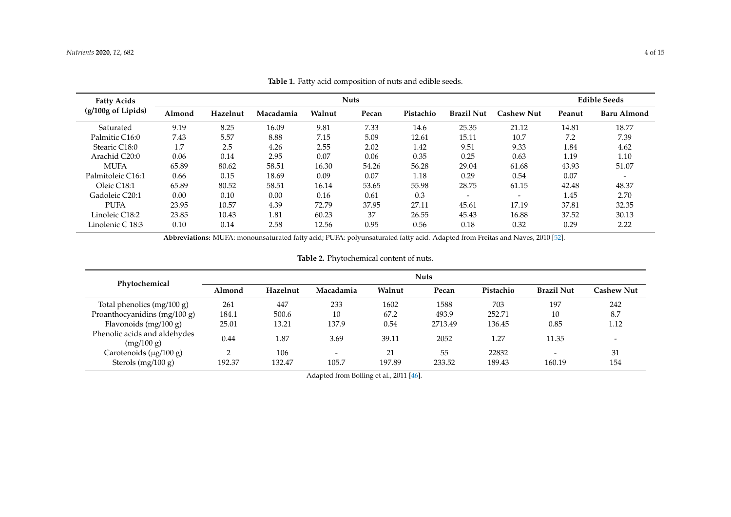**Table 1.** Fatty acid composition of nuts and edible seeds.

| Fatty Acids (g/100g of Lipids) | Nuts | | | | | | | | Edible Seeds | |
|---|---|---|---|---|---|---|---|---|---|---|
| | Almond | Hazelnut | Macadamia | Walnut | Pecan | Pistachio | Brazil Nut | Cashew Nut | Peanut | Baru Almond |
| Saturated | 9.19 | 8.25 | 16.09 | 9.81 | 7.33 | 14.6 | 25.35 | 21.12 | 14.81 | 18.77 |
| Palmitic C16:0 | 7.43 | 5.57 | 8.88 | 7.15 | 5.09 | 12.61 | 15.11 | 10.7 | 7.2 | 7.39 |
| Stearic C18:0 | 1.7 | 2.5 | 4.26 | 2.55 | 2.02 | 1.42 | 9.51 | 9.33 | 1.84 | 4.62 |
| Arachid C20:0 | 0.06 | 0.14 | 2.95 | 0.07 | 0.06 | 0.35 | 0.25 | 0.63 | 1.19 | 1.10 |
| MUFA | 65.89 | 80.62 | 58.51 | 16.30 | 54.26 | 56.28 | 29.04 | 61.68 | 43.93 | 51.07 |
| Palmitoleic C16:1 | 0.66 | 0.15 | 18.69 | 0.09 | 0.07 | 1.18 | 0.29 | 0.54 | 0.07 | - |
| Oleic C18:1 | 65.89 | 80.52 | 58.51 | 16.14 | 53.65 | 55.98 | 28.75 | 61.15 | 42.48 | 48.37 |
| Gadoleic C20:1 | 0.00 | 0.10 | 0.00 | 0.16 | 0.61 | 0.3 | - | - | 1.45 | 2.70 |
| PUFA | 23.95 | 10.57 | 4.39 | 72.79 | 37.95 | 27.11 | 45.61 | 17.19 | 37.81 | 32.35 |
| Linoleic C18:2 | 23.85 | 10.43 | 1.81 | 60.23 | 37 | 26.55 | 45.43 | 16.88 | 37.52 | 30.13 |
| Linolenic C 18:3 | 0.10 | 0.14 | 2.58 | 12.56 | 0.95 | 0.56 | 0.18 | 0.32 | 0.29 | 2.22 |

**Abbreviations:** MUFA: monounsaturated fatty acid; PUFA: polyunsaturated fatty acid. Adapted from Freitas and Naves, 2010 [52].

**Table 2.** Phytochemical content of nuts.

| Phytochemical | Nuts | | | | | | | |
|---|---|---|---|---|---|---|---|---|
| | Almond | Hazelnut | Macadamia | Walnut | Pecan | Pistachio | Brazil Nut | Cashew Nut |
| Total phenolics (mg/100 g) | 261 | 447 | 233 | 1602 | 1588 | 703 | 197 | 242 |
| Proanthocyanidins (mg/100 g) | 184.1 | 500.6 | 10 | 67.2 | 493.9 | 252.71 | 10 | 8.7 |
| Flavonoids (mg/100 g) | 25.01 | 13.21 | 137.9 | 0.54 | 2713.49 | 136.45 | 0.85 | 1.12 |
| Phenolic acids and aldehydes (mg/100 g) | 0.44 | 1.87 | 3.69 | 39.11 | 2052 | 1.27 | 11.35 | - |
| Carotenoids (μg/100 g) | 2 | 106 | - | 21 | 55 | 22832 | - | 31 |
| Sterols (mg/100 g) | 192.37 | 132.47 | 105.7 | 197.89 | 233.52 | 189.43 | 160.19 | 154 |

Adapted from Bolling et al., 2011 [46].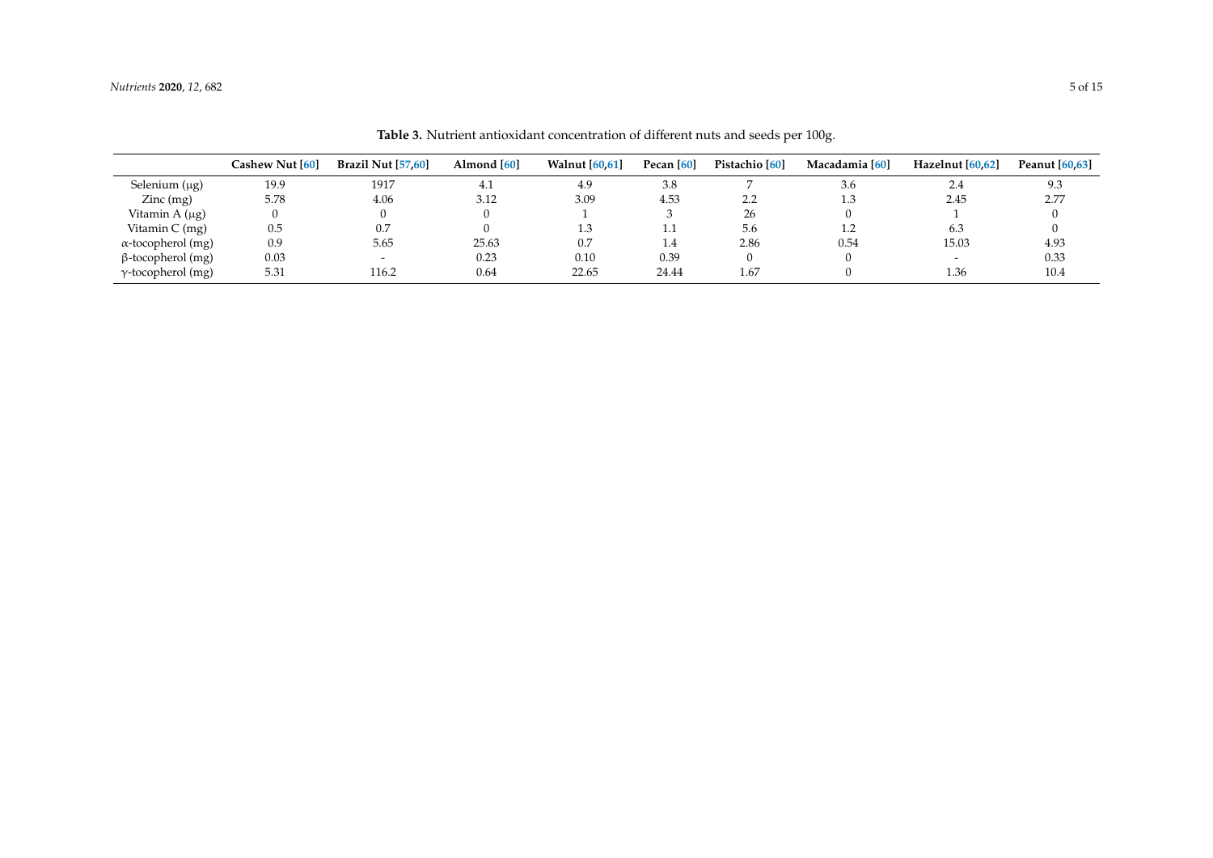**Table 3.** Nutrient antioxidant concentration of different nuts and seeds per 100g.

| | Cashew Nut [60] | Brazil Nut [57,60] | Almond [60] | Walnut [60,61] | Pecan [60] | Pistachio [60] | Macadamia [60] | Hazelnut [60,62] | Peanut [60,63] |
|---|---|---|---|---|---|---|---|---|---|
| Selenium (μg) | 19.9 | 1917 | 4.1 | 4.9 | 3.8 | 7 | 3.6 | 2.4 | 9.3 |
| Zinc (mg) | 5.78 | 4.06 | 3.12 | 3.09 | 4.53 | 2.2 | 1.3 | 2.45 | 2.77 |
| Vitamin A (μg) | 0 | 0 | 0 | 1 | 3 | 26 | 0 | 1 | 0 |
| Vitamin C (mg) | 0.5 | 0.7 | 0 | 1.3 | 1.1 | 5.6 | 1.2 | 6.3 | 0 |
| α-tocopherol (mg) | 0.9 | 5.65 | 25.63 | 0.7 | 1.4 | 2.86 | 0.54 | 15.03 | 4.93 |
| β-tocopherol (mg) | 0.03 | - | 0.23 | 0.10 | 0.39 | 0 | 0 | - | 0.33 |
| γ-tocopherol (mg) | 5.31 | 116.2 | 0.64 | 22.65 | 24.44 | 1.67 | 0 | 1.36 | 10.4 |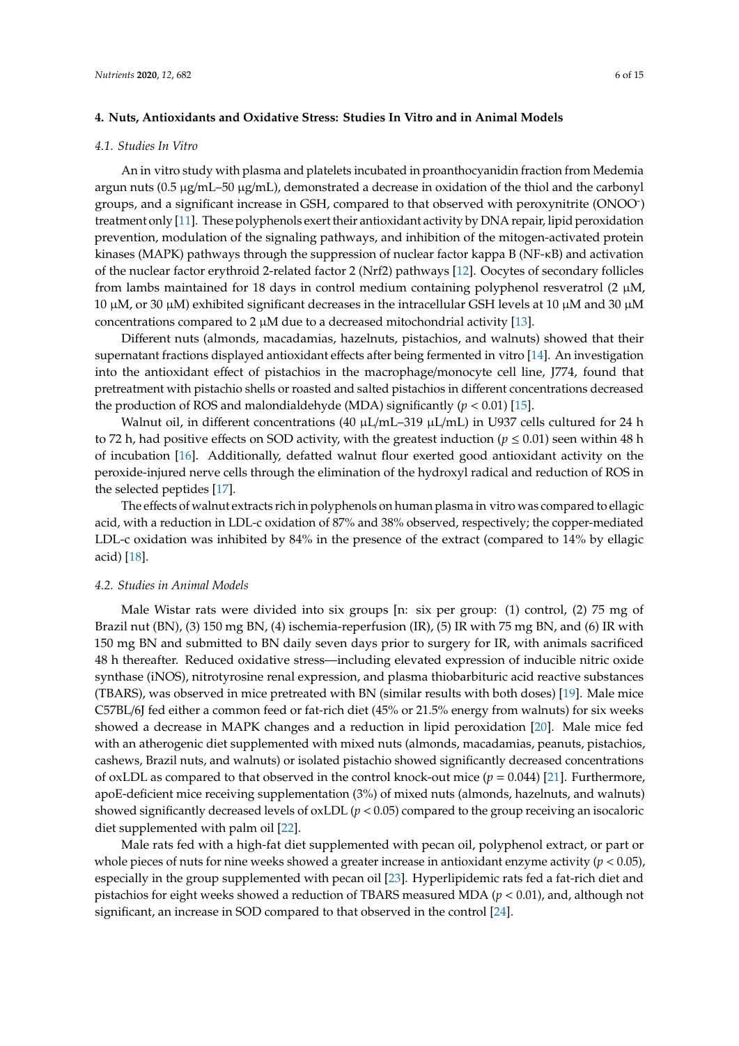## 4. Nuts, Antioxidants and Oxidative Stress: Studies In Vitro and in Animal Models

### *4.1. Studies In Vitro*

An in vitro study with plasma and platelets incubated in proanthocyanidin fraction from Medemia argun nuts (0.5 μg/mL–50 μg/mL), demonstrated a decrease in oxidation of the thiol and the carbonyl groups, and a significant increase in GSH, compared to that observed with peroxynitrite ($ONOO^-$) treatment only [11]. These polyphenols exert their antioxidant activity by DNA repair, lipid peroxidation prevention, modulation of the signaling pathways, and inhibition of the mitogen-activated protein kinases (MAPK) pathways through the suppression of nuclear factor kappa B (NF-κB) and activation of the nuclear factor erythroid 2-related factor 2 (Nrf2) pathways [12]. Oocytes of secondary follicles from lambs maintained for 18 days in control medium containing polyphenol resveratrol (2 μM, 10 μM, or 30 μM) exhibited significant decreases in the intracellular GSH levels at 10 μM and 30 μM concentrations compared to 2 μM due to a decreased mitochondrial activity [13].

Different nuts (almonds, macadamias, hazelnuts, pistachios, and walnuts) showed that their supernatant fractions displayed antioxidant effects after being fermented in vitro [14]. An investigation into the antioxidant effect of pistachios in the macrophage/monocyte cell line, J774, found that pretreatment with pistachio shells or roasted and salted pistachios in different concentrations decreased the production of ROS and malondialdehyde (MDA) significantly ($p < 0.01$) [15].

Walnut oil, in different concentrations (40 μL/mL–319 μL/mL) in U937 cells cultured for 24 h to 72 h, had positive effects on SOD activity, with the greatest induction ($p \leq 0.01$) seen within 48 h of incubation [16]. Additionally, defatted walnut flour exerted good antioxidant activity on the peroxide-injured nerve cells through the elimination of the hydroxyl radical and reduction of ROS in the selected peptides [17].

The effects of walnut extracts rich in polyphenols on human plasma in vitro was compared to ellagic acid, with a reduction in LDL-c oxidation of 87% and 38% observed, respectively; the copper-mediated LDL-c oxidation was inhibited by 84% in the presence of the extract (compared to 14% by ellagic acid) [18].

### *4.2. Studies in Animal Models*

Male Wistar rats were divided into six groups [n: six per group: (1) control, (2) 75 mg of Brazil nut (BN), (3) 150 mg BN, (4) ischemia-reperfusion (IR), (5) IR with 75 mg BN, and (6) IR with 150 mg BN and submitted to BN daily seven days prior to surgery for IR, with animals sacrificed 48 h thereafter. Reduced oxidative stress—including elevated expression of inducible nitric oxide synthase (iNOS), nitrotyrosine renal expression, and plasma thiobarbituric acid reactive substances (TBARS), was observed in mice pretreated with BN (similar results with both doses) [19]. Male mice C57BL/6J fed either a common feed or fat-rich diet (45% or 21.5% energy from walnuts) for six weeks showed a decrease in MAPK changes and a reduction in lipid peroxidation [20]. Male mice fed with an atherogenic diet supplemented with mixed nuts (almonds, macadamias, peanuts, pistachios, cashews, Brazil nuts, and walnuts) or isolated pistachio showed significantly decreased concentrations of oxLDL as compared to that observed in the control knock-out mice ($p = 0.044$) [21]. Furthermore, apoE-deficient mice receiving supplementation (3%) of mixed nuts (almonds, hazelnuts, and walnuts) showed significantly decreased levels of oxLDL ($p < 0.05$) compared to the group receiving an isocaloric diet supplemented with palm oil [22].

Male rats fed with a high-fat diet supplemented with pecan oil, polyphenol extract, or part or whole pieces of nuts for nine weeks showed a greater increase in antioxidant enzyme activity ($p < 0.05$), especially in the group supplemented with pecan oil [23]. Hyperlipidemic rats fed a fat-rich diet and pistachios for eight weeks showed a reduction of TBARS measured MDA ($p < 0.01$), and, although not significant, an increase in SOD compared to that observed in the control [24].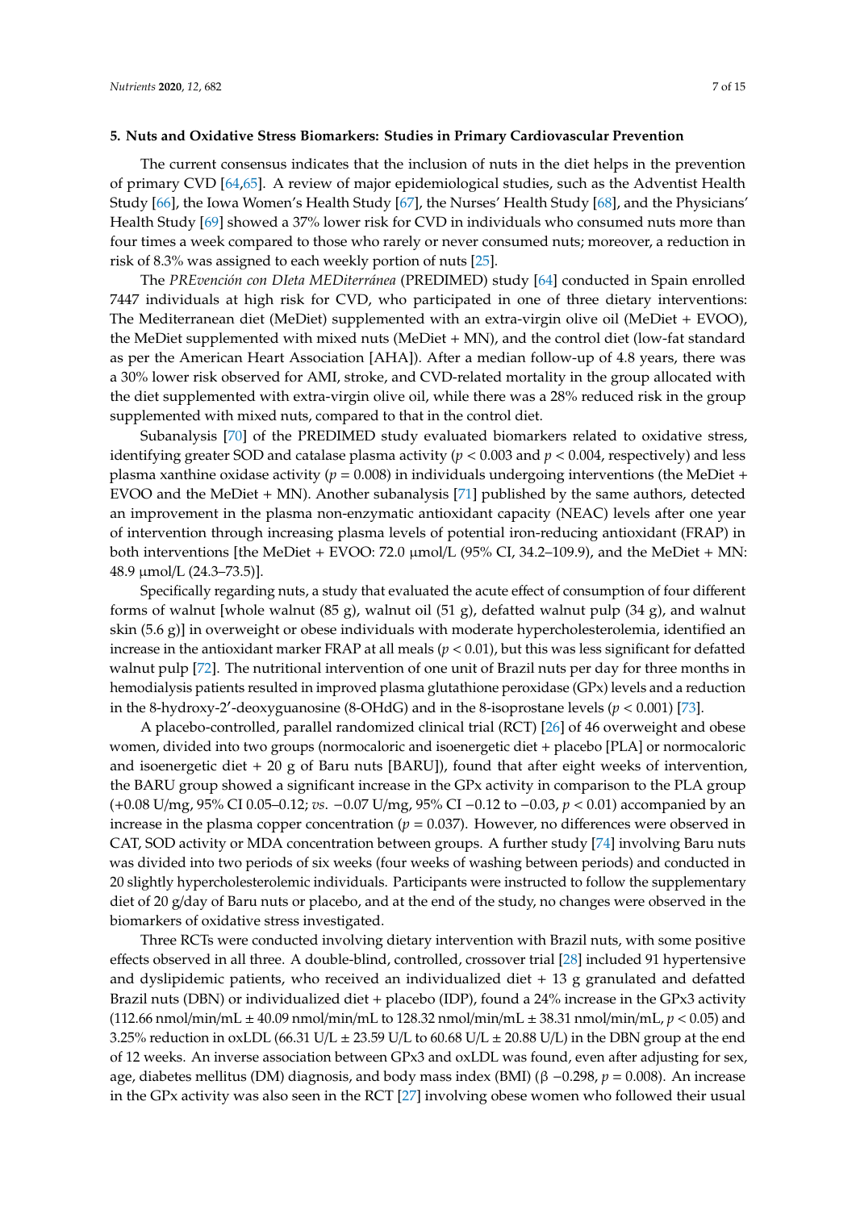### 5. Nuts and Oxidative Stress Biomarkers: Studies in Primary Cardiovascular Prevention

The current consensus indicates that the inclusion of nuts in the diet helps in the prevention of primary CVD [64,65]. A review of major epidemiological studies, such as the Adventist Health Study [66], the Iowa Women's Health Study [67], the Nurses' Health Study [68], and the Physicians' Health Study [69] showed a 37% lower risk for CVD in individuals who consumed nuts more than four times a week compared to those who rarely or never consumed nuts; moreover, a reduction in risk of 8.3% was assigned to each weekly portion of nuts [25].

The *PREvención con DIeta MEDiterránea* (PREDIMED) study [64] conducted in Spain enrolled 7447 individuals at high risk for CVD, who participated in one of three dietary interventions: The Mediterranean diet (MeDiet) supplemented with an extra-virgin olive oil (MeDiet + EVOO), the MeDiet supplemented with mixed nuts (MeDiet + MN), and the control diet (low-fat standard as per the American Heart Association [AHA]). After a median follow-up of 4.8 years, there was a 30% lower risk observed for AMI, stroke, and CVD-related mortality in the group allocated with the diet supplemented with extra-virgin olive oil, while there was a 28% reduced risk in the group supplemented with mixed nuts, compared to that in the control diet.

Subanalysis [70] of the PREDIMED study evaluated biomarkers related to oxidative stress, identifying greater SOD and catalase plasma activity ($p < 0.003$ and $p < 0.004$, respectively) and less plasma xanthine oxidase activity ($p = 0.008$) in individuals undergoing interventions (the MeDiet + EVOO and the MeDiet + MN). Another subanalysis [71] published by the same authors, detected an improvement in the plasma non-enzymatic antioxidant capacity (NEAC) levels after one year of intervention through increasing plasma levels of potential iron-reducing antioxidant (FRAP) in both interventions [the MeDiet + EVOO: 72.0 µmol/L (95% CI, 34.2–109.9), and the MeDiet + MN: 48.9 µmol/L (24.3–73.5)].

Specifically regarding nuts, a study that evaluated the acute effect of consumption of four different forms of walnut [whole walnut (85 g), walnut oil (51 g), defatted walnut pulp (34 g), and walnut skin (5.6 g)] in overweight or obese individuals with moderate hypercholesterolemia, identified an increase in the antioxidant marker FRAP at all meals ($p < 0.01$), but this was less significant for defatted walnut pulp [72]. The nutritional intervention of one unit of Brazil nuts per day for three months in hemodialysis patients resulted in improved plasma glutathione peroxidase (GPx) levels and a reduction in the 8-hydroxy-2'-deoxyguanosine (8-OHdG) and in the 8-isoprostane levels ($p < 0.001$) [73].

A placebo-controlled, parallel randomized clinical trial (RCT) [26] of 46 overweight and obese women, divided into two groups (normocaloric and isoenergetic diet + placebo [PLA] or normocaloric and isoenergetic diet + 20 g of Baru nuts [BARU]), found that after eight weeks of intervention, the BARU group showed a significant increase in the GPx activity in comparison to the PLA group (+0.08 U/mg, 95% CI 0.05–0.12; *vs.* −0.07 U/mg, 95% CI −0.12 to −0.03, $p < 0.01$) accompanied by an increase in the plasma copper concentration ($p = 0.037$). However, no differences were observed in CAT, SOD activity or MDA concentration between groups. A further study [74] involving Baru nuts was divided into two periods of six weeks (four weeks of washing between periods) and conducted in 20 slightly hypercholesterolemic individuals. Participants were instructed to follow the supplementary diet of 20 g/day of Baru nuts or placebo, and at the end of the study, no changes were observed in the biomarkers of oxidative stress investigated.

Three RCTs were conducted involving dietary intervention with Brazil nuts, with some positive effects observed in all three. A double-blind, controlled, crossover trial [28] included 91 hypertensive and dyslipidemic patients, who received an individualized diet + 13 g granulated and defatted Brazil nuts (DBN) or individualized diet + placebo (IDP), found a 24% increase in the GPx3 activity (112.66 nmol/min/mL ± 40.09 nmol/min/mL to 128.32 nmol/min/mL ± 38.31 nmol/min/mL, $p < 0.05$) and 3.25% reduction in oxLDL (66.31 U/L ± 23.59 U/L to 60.68 U/L ± 20.88 U/L) in the DBN group at the end of 12 weeks. An inverse association between GPx3 and oxLDL was found, even after adjusting for sex, age, diabetes mellitus (DM) diagnosis, and body mass index (BMI) (β −0.298, $p = 0.008$). An increase in the GPx activity was also seen in the RCT [27] involving obese women who followed their usual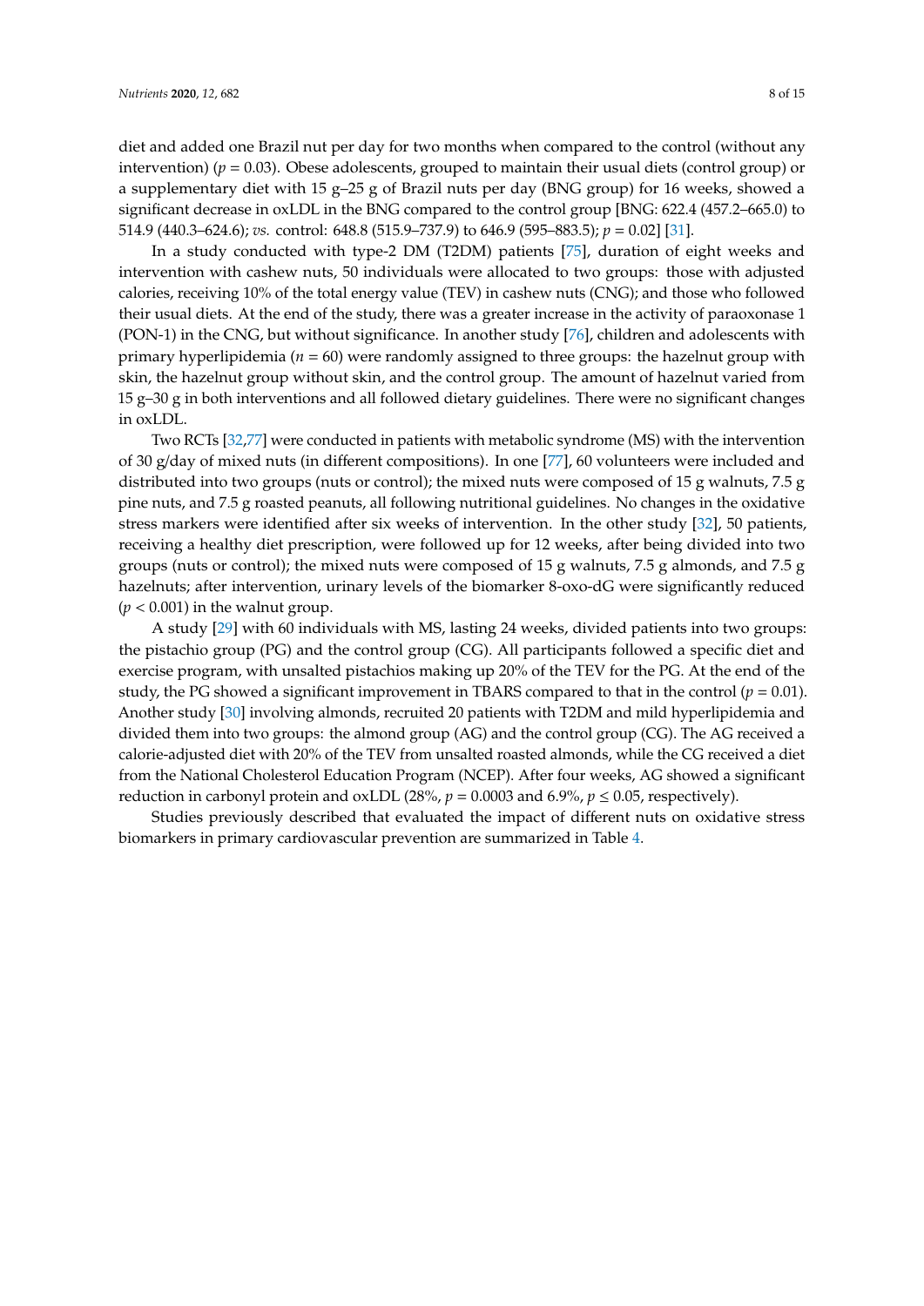diet and added one Brazil nut per day for two months when compared to the control (without any intervention) ($p = 0.03$). Obese adolescents, grouped to maintain their usual diets (control group) or a supplementary diet with 15 g–25 g of Brazil nuts per day (BNG group) for 16 weeks, showed a significant decrease in oxLDL in the BNG compared to the control group [BNG: 622.4 (457.2–665.0) to 514.9 (440.3–624.6); *vs.* control: 648.8 (515.9–737.9) to 646.9 (595–883.5); $p = 0.02$] [31].

In a study conducted with type-2 DM (T2DM) patients [75], duration of eight weeks and intervention with cashew nuts, 50 individuals were allocated to two groups: those with adjusted calories, receiving 10% of the total energy value (TEV) in cashew nuts (CNG); and those who followed their usual diets. At the end of the study, there was a greater increase in the activity of paraoxonase 1 (PON-1) in the CNG, but without significance. In another study [76], children and adolescents with primary hyperlipidemia ($n = 60$) were randomly assigned to three groups: the hazelnut group with skin, the hazelnut group without skin, and the control group. The amount of hazelnut varied from 15 g–30 g in both interventions and all followed dietary guidelines. There were no significant changes in oxLDL.

Two RCTs [32,77] were conducted in patients with metabolic syndrome (MS) with the intervention of 30 g/day of mixed nuts (in different compositions). In one [77], 60 volunteers were included and distributed into two groups (nuts or control); the mixed nuts were composed of 15 g walnuts, 7.5 g pine nuts, and 7.5 g roasted peanuts, all following nutritional guidelines. No changes in the oxidative stress markers were identified after six weeks of intervention. In the other study [32], 50 patients, receiving a healthy diet prescription, were followed up for 12 weeks, after being divided into two groups (nuts or control); the mixed nuts were composed of 15 g walnuts, 7.5 g almonds, and 7.5 g hazelnuts; after intervention, urinary levels of the biomarker 8-oxo-dG were significantly reduced ($p < 0.001$) in the walnut group.

A study [29] with 60 individuals with MS, lasting 24 weeks, divided patients into two groups: the pistachio group (PG) and the control group (CG). All participants followed a specific diet and exercise program, with unsalted pistachios making up 20% of the TEV for the PG. At the end of the study, the PG showed a significant improvement in TBARS compared to that in the control ($p = 0.01$). Another study [30] involving almonds, recruited 20 patients with T2DM and mild hyperlipidemia and divided them into two groups: the almond group (AG) and the control group (CG). The AG received a calorie-adjusted diet with 20% of the TEV from unsalted roasted almonds, while the CG received a diet from the National Cholesterol Education Program (NCEP). After four weeks, AG showed a significant reduction in carbonyl protein and oxLDL (28%, $p = 0.0003$ and 6.9%, $p \leq 0.05$, respectively).

Studies previously described that evaluated the impact of different nuts on oxidative stress biomarkers in primary cardiovascular prevention are summarized in Table 4.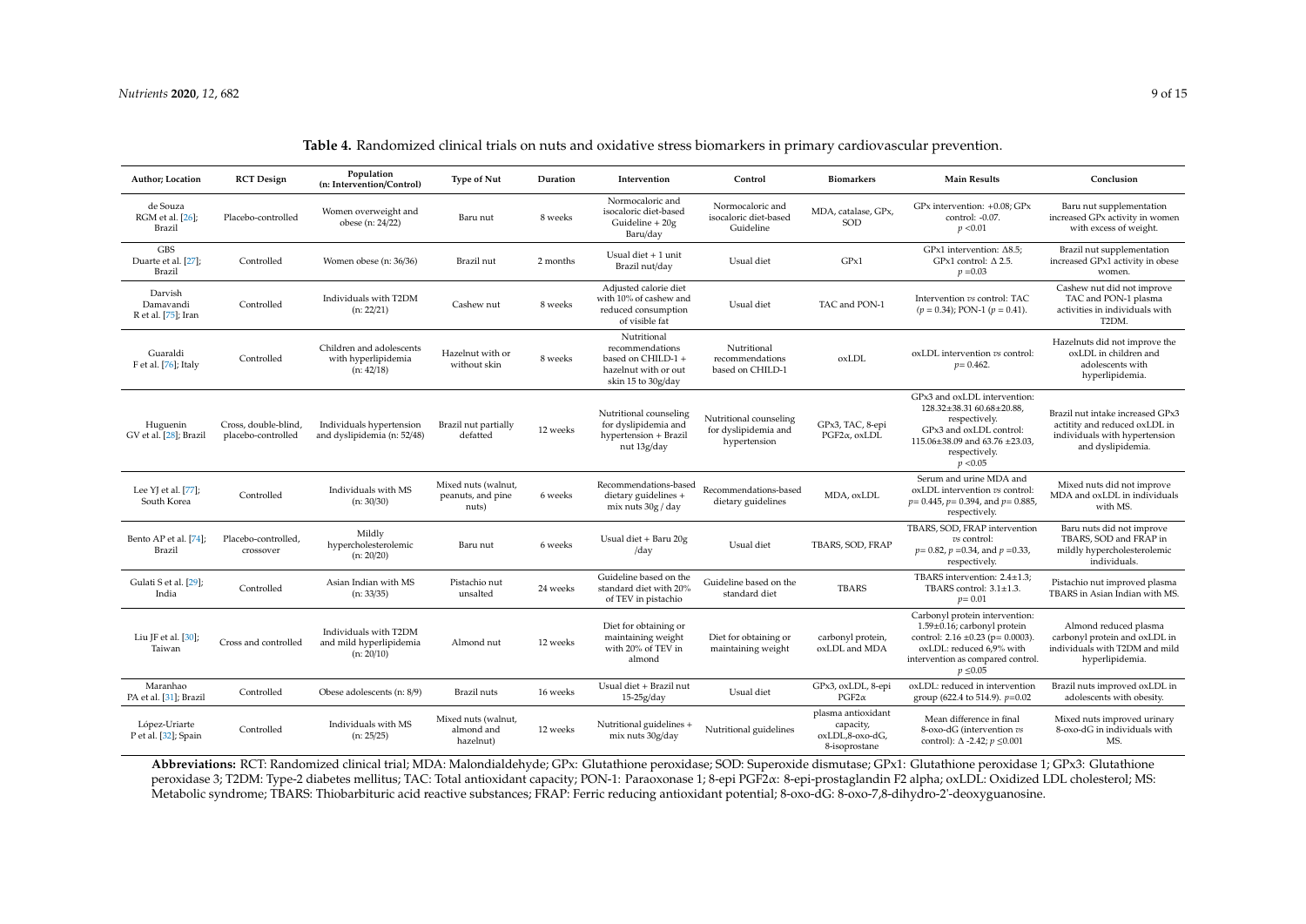**Table 4.** Randomized clinical trials on nuts and oxidative stress biomarkers in primary cardiovascular prevention.

| Author; Location | RCT Design | Population (n: Intervention/Control) | Type of Nut | Duration | Intervention | Control | Biomarkers | Main Results | Conclusion |
|---|---|---|---|---|---|---|---|---|---|
| de Souza RGM et al. [26]; Brazil | Placebo-controlled | Women overweight and obese (n: 24/22) | Baru nut | 8 weeks | Normocaloric and isocaloric diet-based Guideline + 20g Baru/day | Normocaloric and isocaloric diet-based Guideline | MDA, catalase, GPx, SOD | GPx intervention: +0.08; GPx control: -0.07. $p < 0.01$ | Baru nut supplementation increased GPx activity in women with excess of weight. |
| GBS Duarte et al. [27]; Brazil | Controlled | Women obese (n: 36/36) | Brazil nut | 2 months | Usual diet + 1 unit Brazil nut/day | Usual diet | GPx1 | GPx1 intervention: Δ8.5; GPx1 control: Δ 2.5. $p = 0.03$ | Brazil nut supplementation increased GPx1 activity in obese women. |
| Darvish Damavandi R et al. [75]; Iran | Controlled | Individuals with T2DM (n: 22/21) | Cashew nut | 8 weeks | Adjusted calorie diet with 10% of cashew and reduced consumption of visible fat | Usual diet | TAC and PON-1 | Intervention *vs* control: TAC ($p = 0.34$); PON-1 ($p = 0.41$). | Cashew nut did not improve TAC and PON-1 plasma activities in individuals with T2DM. |
| Guaraldi F et al. [76]; Italy | Controlled | Children and adolescents with hyperlipidemia (n: 42/18) | Hazelnut with or without skin | 8 weeks | Nutritional recommendations based on CHILD-1 + hazelnut with or out skin 15 to 30g/day | Nutritional recommendations based on CHILD-1 | oxLDL | oxLDL intervention *vs* control: $p = 0.462$. | Hazelnuts did not improve the oxLDL in children and adolescents with hyperlipidemia. |
| Huguenin GV et al. [28]; Brazil | Cross, double-blind, placebo-controlled | Individuals hypertension and dyslipidemia (n: 52/48) | Brazil nut partially defatted | 12 weeks | Nutritional counseling for dyslipidemia and hypertension + Brazil nut 13g/day | Nutritional counseling for dyslipidemia and hypertension | GPx3, TAC, 8-epi PGF2α, oxLDL | GPx3 and oxLDL intervention: 128.32±38.31 60.68±20.88, respectively. GPx3 and oxLDL control: 115.06±38.09 and 63.76 ±23.03, respectively. $p < 0.05$ | Brazil nut intake increased GPx3 actitity and reduced oxLDL in individuals with hypertension and dyslipidemia. |
| Lee YJ et al. [77]; South Korea | Controlled | Individuals with MS (n: 30/30) | Mixed nuts (walnut, peanuts, and pine nuts) | 6 weeks | Recommendations-based dietary guidelines + mix nuts 30g / day | Recommendations-based dietary guidelines | MDA, oxLDL | Serum and urine MDA and oxLDL intervention *vs* control: $p = 0.445$, $p = 0.394$, and $p = 0.885$, respectively. | Mixed nuts did not improve MDA and oxLDL in individuals with MS. |
| Bento AP et al. [74]; Brazil | Placebo-controlled, crossover | Mildly hypercholesterolemic (n: 20/20) | Baru nut | 6 weeks | Usual diet + Baru 20g /day | Usual diet | TBARS, SOD, FRAP | TBARS, SOD, FRAP intervention *vs* control: $p = 0.82$, $p = 0.34$, and $p = 0.33$, respectively. | Baru nuts did not improve TBARS, SOD and FRAP in mildly hypercholesterolemic individuals. |
| Gulati S et al. [29]; India | Controlled | Asian Indian with MS (n: 33/35) | Pistachio nut unsalted | 24 weeks | Guideline based on the standard diet with 20% of TEV in pistachio | Guideline based on the standard diet | TBARS | TBARS intervention: 2.4±1.3; TBARS control: 3.1±1.3. $p = 0.01$ | Pistachio nut improved plasma TBARS in Asian Indian with MS. |
| Liu JF et al. [30]; Taiwan | Cross and controlled | Individuals with T2DM and mild hyperlipidemia (n: 20/10) | Almond nut | 12 weeks | Diet for obtaining or maintaining weight with 20% of TEV in almond | Diet for obtaining or maintaining weight | carbonyl protein, oxLDL and MDA | Carbonyl protein intervention: 1.59±0.16; carbonyl protein control: 2.16 ±0.23 ($p = 0.0003$). oxLDL: reduced 6,9% with intervention as compared control. $p \leq 0.05$ | Almond reduced plasma carbonyl protein and oxLDL in individuals with T2DM and mild hyperlipidemia. |
| Maranhao PA et al. [31]; Brazil | Controlled | Obese adolescents (n: 8/9) | Brazil nuts | 16 weeks | Usual diet + Brazil nut 15-25g/day | Usual diet | GPx3, oxLDL, 8-epi PGF2α | oxLDL: reduced in intervention group (622.4 to 514.9). $p = 0.02$ | Brazil nuts improved oxLDL in adolescents with obesity. |
| López-Uriarte P et al. [32]; Spain | Controlled | Individuals with MS (n: 25/25) | Mixed nuts (walnut, almond and hazelnut) | 12 weeks | Nutritional guidelines + mix nuts 30g/day | Nutritional guidelines | plasma antioxidant capacity, oxLDL,8-oxo-dG, 8-isoprostane | Mean difference in final 8-oxo-dG (intervention *vs* control): Δ -2.42; $p \leq 0.001$ | Mixed nuts improved urinary 8-oxo-dG in individuals with MS. |

**Abbreviations:** RCT: Randomized clinical trial; MDA: Malondialdehyde; GPx: Glutathione peroxidase; SOD: Superoxide dismutase; GPx1: Glutathione peroxidase 1; GPx3: Glutathione peroxidase 3; T2DM: Type-2 diabetes mellitus; TAC: Total antioxidant capacity; PON-1: Paraoxonase 1; 8-epi PGF2α: 8-epi-prostaglandin F2 alpha; oxLDL: Oxidized LDL cholesterol; MS: Metabolic syndrome; TBARS: Thiobarbituric acid reactive substances; FRAP: Ferric reducing antioxidant potential; 8-oxo-dG: 8-oxo-7,8-dihydro-2'-deoxyguanosine.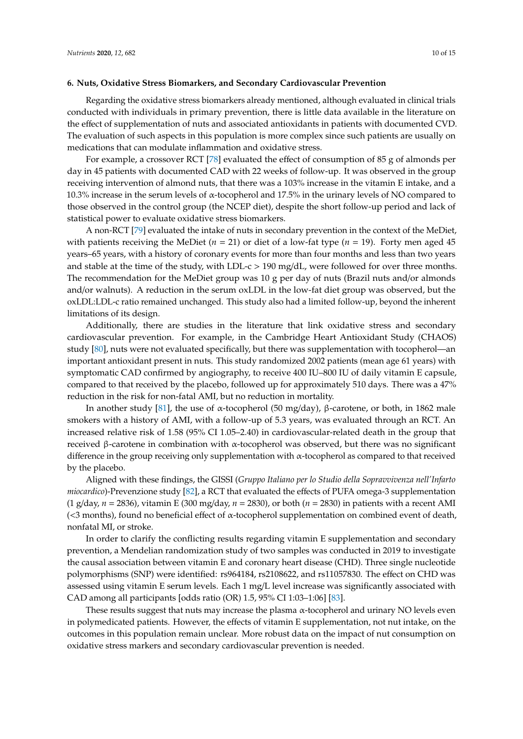## 6. Nuts, Oxidative Stress Biomarkers, and Secondary Cardiovascular Prevention

Regarding the oxidative stress biomarkers already mentioned, although evaluated in clinical trials conducted with individuals in primary prevention, there is little data available in the literature on the effect of supplementation of nuts and associated antioxidants in patients with documented CVD. The evaluation of such aspects in this population is more complex since such patients are usually on medications that can modulate inflammation and oxidative stress.

For example, a crossover RCT [78] evaluated the effect of consumption of 85 g of almonds per day in 45 patients with documented CAD with 22 weeks of follow-up. It was observed in the group receiving intervention of almond nuts, that there was a 103% increase in the vitamin E intake, and a 10.3% increase in the serum levels of α-tocopherol and 17.5% in the urinary levels of NO compared to those observed in the control group (the NCEP diet), despite the short follow-up period and lack of statistical power to evaluate oxidative stress biomarkers.

A non-RCT [79] evaluated the intake of nuts in secondary prevention in the context of the MeDiet, with patients receiving the MeDiet ($n$ = 21) or diet of a low-fat type ($n$ = 19). Forty men aged 45 years–65 years, with a history of coronary events for more than four months and less than two years and stable at the time of the study, with LDL-c > 190 mg/dL, were followed for over three months. The recommendation for the MeDiet group was 10 g per day of nuts (Brazil nuts and/or almonds and/or walnuts). A reduction in the serum oxLDL in the low-fat diet group was observed, but the oxLDL:LDL-c ratio remained unchanged. This study also had a limited follow-up, beyond the inherent limitations of its design.

Additionally, there are studies in the literature that link oxidative stress and secondary cardiovascular prevention. For example, in the Cambridge Heart Antioxidant Study (CHAOS) study [80], nuts were not evaluated specifically, but there was supplementation with tocopherol—an important antioxidant present in nuts. This study randomized 2002 patients (mean age 61 years) with symptomatic CAD confirmed by angiography, to receive 400 IU–800 IU of daily vitamin E capsule, compared to that received by the placebo, followed up for approximately 510 days. There was a 47% reduction in the risk for non-fatal AMI, but no reduction in mortality.

In another study [81], the use of α-tocopherol (50 mg/day), β-carotene, or both, in 1862 male smokers with a history of AMI, with a follow-up of 5.3 years, was evaluated through an RCT. An increased relative risk of 1.58 (95% CI 1.05–2.40) in cardiovascular-related death in the group that received β-carotene in combination with α-tocopherol was observed, but there was no significant difference in the group receiving only supplementation with α-tocopherol as compared to that received by the placebo.

Aligned with these findings, the GISSI (*Gruppo Italiano per lo Studio della Sopravvivenza nell'Infarto miocardico*)-Prevenzione study [82], a RCT that evaluated the effects of PUFA omega-3 supplementation (1 g/day, $n$ = 2836), vitamin E (300 mg/day, $n$ = 2830), or both ($n$ = 2830) in patients with a recent AMI (<3 months), found no beneficial effect of α-tocopherol supplementation on combined event of death, nonfatal MI, or stroke.

In order to clarify the conflicting results regarding vitamin E supplementation and secondary prevention, a Mendelian randomization study of two samples was conducted in 2019 to investigate the causal association between vitamin E and coronary heart disease (CHD). Three single nucleotide polymorphisms (SNP) were identified: rs964184, rs2108622, and rs11057830. The effect on CHD was assessed using vitamin E serum levels. Each 1 mg/L level increase was significantly associated with CAD among all participants [odds ratio (OR) 1.5, 95% CI 1:03–1:06] [83].

These results suggest that nuts may increase the plasma α-tocopherol and urinary NO levels even in polymedicated patients. However, the effects of vitamin E supplementation, not nut intake, on the outcomes in this population remain unclear. More robust data on the impact of nut consumption on oxidative stress markers and secondary cardiovascular prevention is needed.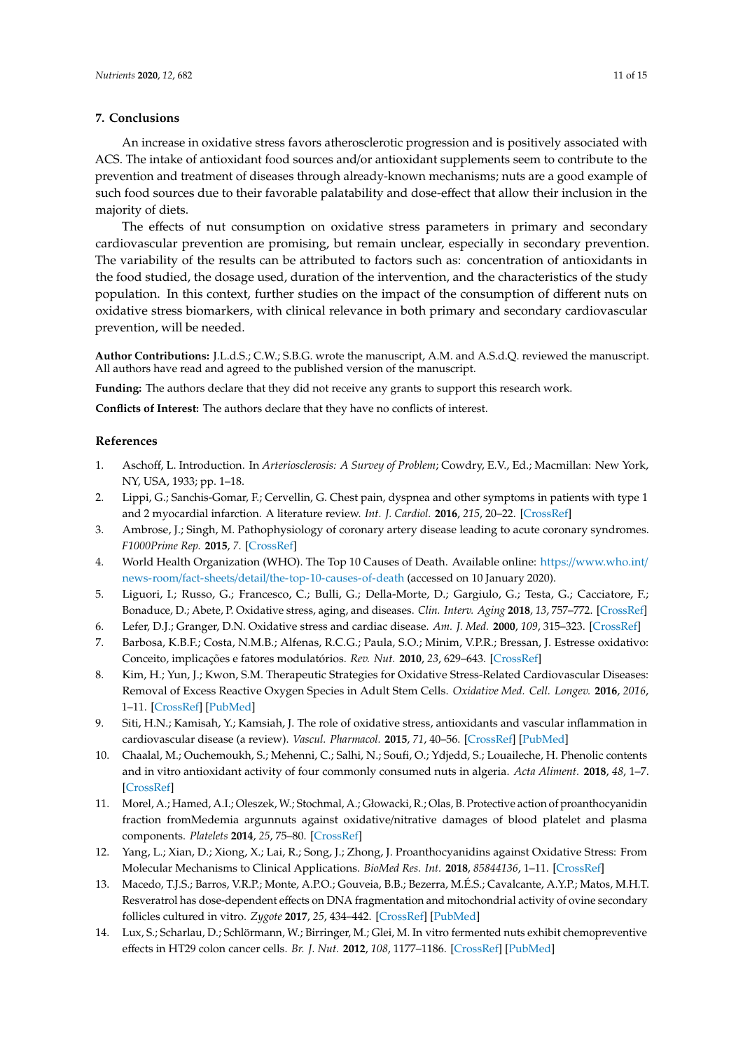## 7. Conclusions

An increase in oxidative stress favors atherosclerotic progression and is positively associated with ACS. The intake of antioxidant food sources and/or antioxidant supplements seem to contribute to the prevention and treatment of diseases through already-known mechanisms; nuts are a good example of such food sources due to their favorable palatability and dose-effect that allow their inclusion in the majority of diets.

The effects of nut consumption on oxidative stress parameters in primary and secondary cardiovascular prevention are promising, but remain unclear, especially in secondary prevention. The variability of the results can be attributed to factors such as: concentration of antioxidants in the food studied, the dosage used, duration of the intervention, and the characteristics of the study population. In this context, further studies on the impact of the consumption of different nuts on oxidative stress biomarkers, with clinical relevance in both primary and secondary cardiovascular prevention, will be needed.

**Author Contributions:** J.L.d.S.; C.W.; S.B.G. wrote the manuscript, A.M. and A.S.d.Q. reviewed the manuscript. All authors have read and agreed to the published version of the manuscript.

**Funding:** The authors declare that they did not receive any grants to support this research work.

**Conflicts of Interest:** The authors declare that they have no conflicts of interest.

## References

1. Aschoff, L. Introduction. In *Arteriosclerosis: A Survey of Problem*; Cowdry, E.V., Ed.; Macmillan: New York, NY, USA, 1933; pp. 1–18.
2. Lippi, G.; Sanchis-Gomar, F.; Cervellin, G. Chest pain, dyspnea and other symptoms in patients with type 1 and 2 myocardial infarction. A literature review. *Int. J. Cardiol.* **2016**, *215*, 20–22. [CrossRef]
3. Ambrose, J.; Singh, M. Pathophysiology of coronary artery disease leading to acute coronary syndromes. *F1000Prime Rep.* **2015**, *7*. [CrossRef]
4. World Health Organization (WHO). The Top 10 Causes of Death. Available online: https://www.who.int/news-room/fact-sheets/detail/the-top-10-causes-of-death (accessed on 10 January 2020).
5. Liguori, I.; Russo, G.; Francesco, C.; Bulli, G.; Della-Morte, D.; Gargiulo, G.; Testa, G.; Cacciatore, F.; Bonaduce, D.; Abete, P. Oxidative stress, aging, and diseases. *Clin. Interv. Aging* **2018**, *13*, 757–772. [CrossRef]
6. Lefer, D.J.; Granger, D.N. Oxidative stress and cardiac disease. *Am. J. Med.* **2000**, *109*, 315–323. [CrossRef]
7. Barbosa, K.B.F.; Costa, N.M.B.; Alfenas, R.C.G.; Paula, S.O.; Minim, V.P.R.; Bressan, J. Estresse oxidativo: Conceito, implicações e fatores modulatórios. *Rev. Nut.* **2010**, *23*, 629–643. [CrossRef]
8. Kim, H.; Yun, J.; Kwon, S.M. Therapeutic Strategies for Oxidative Stress-Related Cardiovascular Diseases: Removal of Excess Reactive Oxygen Species in Adult Stem Cells. *Oxidative Med. Cell. Longev.* **2016**, *2016*, 1–11. [CrossRef] [PubMed]
9. Siti, H.N.; Kamisah, Y.; Kamsiah, J. The role of oxidative stress, antioxidants and vascular inflammation in cardiovascular disease (a review). *Vascul. Pharmacol.* **2015**, *71*, 40–56. [CrossRef] [PubMed]
10. Chaalal, M.; Ouchemoukh, S.; Mehenni, C.; Salhi, N.; Soufi, O.; Ydjedd, S.; Louaileche, H. Phenolic contents and in vitro antioxidant activity of four commonly consumed nuts in algeria. *Acta Aliment.* **2018**, *48*, 1–7. [CrossRef]
11. Morel, A.; Hamed, A.I.; Oleszek, W.; Stochmal, A.; Głowacki, R.; Olas, B. Protective action of proanthocyanidin fraction fromMedemia argunnuts against oxidative/nitrative damages of blood platelet and plasma components. *Platelets* **2014**, *25*, 75–80. [CrossRef]
12. Yang, L.; Xian, D.; Xiong, X.; Lai, R.; Song, J.; Zhong, J. Proanthocyanidins against Oxidative Stress: From Molecular Mechanisms to Clinical Applications. *BioMed Res. Int.* **2018**, *85844136*, 1–11. [CrossRef]
13. Macedo, T.J.S.; Barros, V.R.P.; Monte, A.P.O.; Gouveia, B.B.; Bezerra, M.É.S.; Cavalcante, A.Y.P.; Matos, M.H.T. Resveratrol has dose-dependent effects on DNA fragmentation and mitochondrial activity of ovine secondary follicles cultured in vitro. *Zygote* **2017**, *25*, 434–442. [CrossRef] [PubMed]
14. Lux, S.; Scharlau, D.; Schlörmann, W.; Birringer, M.; Glei, M. In vitro fermented nuts exhibit chemopreventive effects in HT29 colon cancer cells. *Br. J. Nut.* **2012**, *108*, 1177–1186. [CrossRef] [PubMed]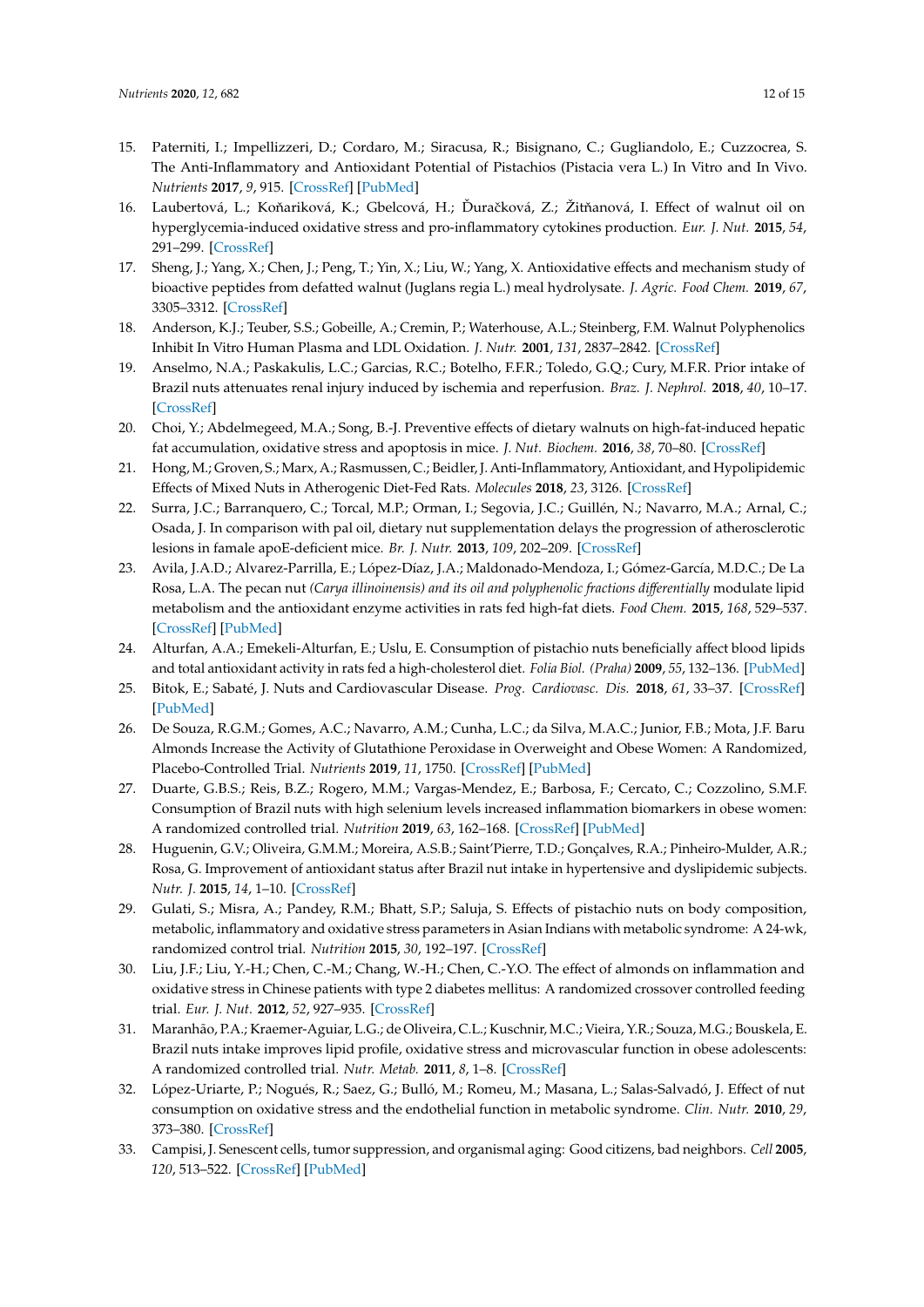15. Paterniti, I.; Impellizzeri, D.; Cordaro, M.; Siracusa, R.; Bisignano, C.; Gugliandolo, E.; Cuzzocrea, S. The Anti-Inflammatory and Antioxidant Potential of Pistachios (Pistacia vera L.) In Vitro and In Vivo. *Nutrients* **2017**, *9*, 915. [CrossRef] [PubMed]
16. Laubertová, L.; Koňariková, K.; Gbelcová, H.; Ďuračková, Z.; Žitňanová, I. Effect of walnut oil on hyperglycemia-induced oxidative stress and pro-inflammatory cytokines production. *Eur. J. Nut.* **2015**, *54*, 291–299. [CrossRef]
17. Sheng, J.; Yang, X.; Chen, J.; Peng, T.; Yin, X.; Liu, W.; Yang, X. Antioxidative effects and mechanism study of bioactive peptides from defatted walnut (Juglans regia L.) meal hydrolysate. *J. Agric. Food Chem.* **2019**, *67*, 3305–3312. [CrossRef]
18. Anderson, K.J.; Teuber, S.S.; Gobeille, A.; Cremin, P.; Waterhouse, A.L.; Steinberg, F.M. Walnut Polyphenolics Inhibit In Vitro Human Plasma and LDL Oxidation. *J. Nutr.* **2001**, *131*, 2837–2842. [CrossRef]
19. Anselmo, N.A.; Paskakulis, L.C.; Garcias, R.C.; Botelho, F.F.R.; Toledo, G.Q.; Cury, M.F.R. Prior intake of Brazil nuts attenuates renal injury induced by ischemia and reperfusion. *Braz. J. Nephrol.* **2018**, *40*, 10–17. [CrossRef]
20. Choi, Y.; Abdelmegeed, M.A.; Song, B.-J. Preventive effects of dietary walnuts on high-fat-induced hepatic fat accumulation, oxidative stress and apoptosis in mice. *J. Nut. Biochem.* **2016**, *38*, 70–80. [CrossRef]
21. Hong, M.; Groven, S.; Marx, A.; Rasmussen, C.; Beidler, J. Anti-Inflammatory, Antioxidant, and Hypolipidemic Effects of Mixed Nuts in Atherogenic Diet-Fed Rats. *Molecules* **2018**, *23*, 3126. [CrossRef]
22. Surra, J.C.; Barranquero, C.; Torcal, M.P.; Orman, I.; Segovia, J.C.; Guillén, N.; Navarro, M.A.; Arnal, C.; Osada, J. In comparison with pal oil, dietary nut supplementation delays the progression of atherosclerotic lesions in famale apoE-deficient mice. *Br. J. Nutr.* **2013**, *109*, 202–209. [CrossRef]
23. Avila, J.A.D.; Alvarez-Parrilla, E.; López-Díaz, J.A.; Maldonado-Mendoza, I.; Gómez-García, M.D.C.; De La Rosa, L.A. The pecan nut *(Carya illinoinensis) and its oil and polyphenolic fractions differentially* modulate lipid metabolism and the antioxidant enzyme activities in rats fed high-fat diets. *Food Chem.* **2015**, *168*, 529–537. [CrossRef] [PubMed]
24. Alturfan, A.A.; Emekeli-Alturfan, E.; Uslu, E. Consumption of pistachio nuts beneficially affect blood lipids and total antioxidant activity in rats fed a high-cholesterol diet. *Folia Biol. (Praha)* **2009**, *55*, 132–136. [PubMed]
25. Bitok, E.; Sabaté, J. Nuts and Cardiovascular Disease. *Prog. Cardiovasc. Dis.* **2018**, *61*, 33–37. [CrossRef] [PubMed]
26. De Souza, R.G.M.; Gomes, A.C.; Navarro, A.M.; Cunha, L.C.; da Silva, M.A.C.; Junior, F.B.; Mota, J.F. Baru Almonds Increase the Activity of Glutathione Peroxidase in Overweight and Obese Women: A Randomized, Placebo-Controlled Trial. *Nutrients* **2019**, *11*, 1750. [CrossRef] [PubMed]
27. Duarte, G.B.S.; Reis, B.Z.; Rogero, M.M.; Vargas-Mendez, E.; Barbosa, F.; Cercato, C.; Cozzolino, S.M.F. Consumption of Brazil nuts with high selenium levels increased inflammation biomarkers in obese women: A randomized controlled trial. *Nutrition* **2019**, *63*, 162–168. [CrossRef] [PubMed]
28. Huguenin, G.V.; Oliveira, G.M.M.; Moreira, A.S.B.; Saint'Pierre, T.D.; Gonçalves, R.A.; Pinheiro-Mulder, A.R.; Rosa, G. Improvement of antioxidant status after Brazil nut intake in hypertensive and dyslipidemic subjects. *Nutr. J.* **2015**, *14*, 1–10. [CrossRef]
29. Gulati, S.; Misra, A.; Pandey, R.M.; Bhatt, S.P.; Saluja, S. Effects of pistachio nuts on body composition, metabolic, inflammatory and oxidative stress parameters in Asian Indians with metabolic syndrome: A 24-wk, randomized control trial. *Nutrition* **2015**, *30*, 192–197. [CrossRef]
30. Liu, J.F.; Liu, Y.-H.; Chen, C.-M.; Chang, W.-H.; Chen, C.-Y.O. The effect of almonds on inflammation and oxidative stress in Chinese patients with type 2 diabetes mellitus: A randomized crossover controlled feeding trial. *Eur. J. Nut.* **2012**, *52*, 927–935. [CrossRef]
31. Maranhão, P.A.; Kraemer-Aguiar, L.G.; de Oliveira, C.L.; Kuschnir, M.C.; Vieira, Y.R.; Souza, M.G.; Bouskela, E. Brazil nuts intake improves lipid profile, oxidative stress and microvascular function in obese adolescents: A randomized controlled trial. *Nutr. Metab.* **2011**, *8*, 1–8. [CrossRef]
32. López-Uriarte, P.; Nogués, R.; Saez, G.; Bulló, M.; Romeu, M.; Masana, L.; Salas-Salvadó, J. Effect of nut consumption on oxidative stress and the endothelial function in metabolic syndrome. *Clin. Nutr.* **2010**, *29*, 373–380. [CrossRef]
33. Campisi, J. Senescent cells, tumor suppression, and organismal aging: Good citizens, bad neighbors. *Cell* **2005**, *120*, 513–522. [CrossRef] [PubMed]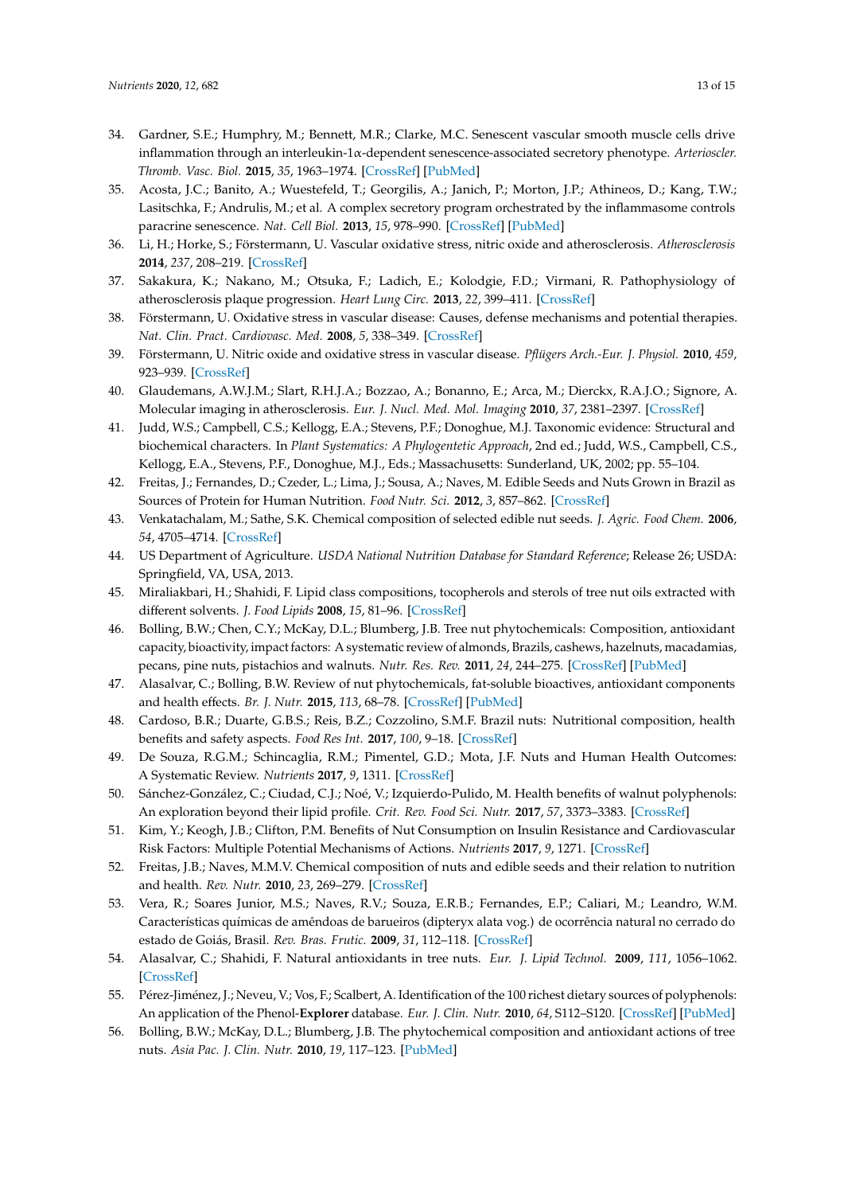34. Gardner, S.E.; Humphry, M.; Bennett, M.R.; Clarke, M.C. Senescent vascular smooth muscle cells drive inflammation through an interleukin-1α-dependent senescence-associated secretory phenotype. *Arterioscler. Thromb. Vasc. Biol.* **2015**, *35*, 1963–1974. [CrossRef] [PubMed]
35. Acosta, J.C.; Banito, A.; Wuestefeld, T.; Georgilis, A.; Janich, P.; Morton, J.P.; Athineos, D.; Kang, T.W.; Lasitschka, F.; Andrulis, M.; et al. A complex secretory program orchestrated by the inflammasome controls paracrine senescence. *Nat. Cell Biol.* **2013**, *15*, 978–990. [CrossRef] [PubMed]
36. Li, H.; Horke, S.; Förstermann, U. Vascular oxidative stress, nitric oxide and atherosclerosis. *Atherosclerosis* **2014**, *237*, 208–219. [CrossRef]
37. Sakakura, K.; Nakano, M.; Otsuka, F.; Ladich, E.; Kolodgie, F.D.; Virmani, R. Pathophysiology of atherosclerosis plaque progression. *Heart Lung Circ.* **2013**, *22*, 399–411. [CrossRef]
38. Förstermann, U. Oxidative stress in vascular disease: Causes, defense mechanisms and potential therapies. *Nat. Clin. Pract. Cardiovasc. Med.* **2008**, *5*, 338–349. [CrossRef]
39. Förstermann, U. Nitric oxide and oxidative stress in vascular disease. *Pflügers Arch.-Eur. J. Physiol.* **2010**, *459*, 923–939. [CrossRef]
40. Glaudemans, A.W.J.M.; Slart, R.H.J.A.; Bozzao, A.; Bonanno, E.; Arca, M.; Dierckx, R.A.J.O.; Signore, A. Molecular imaging in atherosclerosis. *Eur. J. Nucl. Med. Mol. Imaging* **2010**, *37*, 2381–2397. [CrossRef]
41. Judd, W.S.; Campbell, C.S.; Kellogg, E.A.; Stevens, P.F.; Donoghue, M.J. Taxonomic evidence: Structural and biochemical characters. In *Plant Systematics: A Phylogentetic Approach*, 2nd ed.; Judd, W.S., Campbell, C.S., Kellogg, E.A., Stevens, P.F., Donoghue, M.J., Eds.; Massachusetts: Sunderland, UK, 2002; pp. 55–104.
42. Freitas, J.; Fernandes, D.; Czeder, L.; Lima, J.; Sousa, A.; Naves, M. Edible Seeds and Nuts Grown in Brazil as Sources of Protein for Human Nutrition. *Food Nutr. Sci.* **2012**, *3*, 857–862. [CrossRef]
43. Venkatachalam, M.; Sathe, S.K. Chemical composition of selected edible nut seeds. *J. Agric. Food Chem.* **2006**, *54*, 4705–4714. [CrossRef]
44. US Department of Agriculture. *USDA National Nutrition Database for Standard Reference*; Release 26; USDA: Springfield, VA, USA, 2013.
45. Miraliakbari, H.; Shahidi, F. Lipid class compositions, tocopherols and sterols of tree nut oils extracted with different solvents. *J. Food Lipids* **2008**, *15*, 81–96. [CrossRef]
46. Bolling, B.W.; Chen, C.Y.; McKay, D.L.; Blumberg, J.B. Tree nut phytochemicals: Composition, antioxidant capacity, bioactivity, impact factors: A systematic review of almonds, Brazils, cashews, hazelnuts, macadamias, pecans, pine nuts, pistachios and walnuts. *Nutr. Res. Rev.* **2011**, *24*, 244–275. [CrossRef] [PubMed]
47. Alasalvar, C.; Bolling, B.W. Review of nut phytochemicals, fat-soluble bioactives, antioxidant components and health effects. *Br. J. Nutr.* **2015**, *113*, 68–78. [CrossRef] [PubMed]
48. Cardoso, B.R.; Duarte, G.B.S.; Reis, B.Z.; Cozzolino, S.M.F. Brazil nuts: Nutritional composition, health benefits and safety aspects. *Food Res Int.* **2017**, *100*, 9–18. [CrossRef]
49. De Souza, R.G.M.; Schincaglia, R.M.; Pimentel, G.D.; Mota, J.F. Nuts and Human Health Outcomes: A Systematic Review. *Nutrients* **2017**, *9*, 1311. [CrossRef]
50. Sánchez-González, C.; Ciudad, C.J.; Noé, V.; Izquierdo-Pulido, M. Health benefits of walnut polyphenols: An exploration beyond their lipid profile. *Crit. Rev. Food Sci. Nutr.* **2017**, *57*, 3373–3383. [CrossRef]
51. Kim, Y.; Keogh, J.B.; Clifton, P.M. Benefits of Nut Consumption on Insulin Resistance and Cardiovascular Risk Factors: Multiple Potential Mechanisms of Actions. *Nutrients* **2017**, *9*, 1271. [CrossRef]
52. Freitas, J.B.; Naves, M.M.V. Chemical composition of nuts and edible seeds and their relation to nutrition and health. *Rev. Nutr.* **2010**, *23*, 269–279. [CrossRef]
53. Vera, R.; Soares Junior, M.S.; Naves, R.V.; Souza, E.R.B.; Fernandes, E.P.; Caliari, M.; Leandro, W.M. Características químicas de amêndoas de barueiros (dipteryx alata vog.) de ocorrência natural no cerrado do estado de Goiás, Brasil. *Rev. Bras. Frutic.* **2009**, *31*, 112–118. [CrossRef]
54. Alasalvar, C.; Shahidi, F. Natural antioxidants in tree nuts. *Eur. J. Lipid Technol.* **2009**, *111*, 1056–1062. [CrossRef]
55. Pérez-Jiménez, J.; Neveu, V.; Vos, F.; Scalbert, A. Identification of the 100 richest dietary sources of polyphenols: An application of the Phenol-**Explorer** database. *Eur. J. Clin. Nutr.* **2010**, *64*, S112–S120. [CrossRef] [PubMed]
56. Bolling, B.W.; McKay, D.L.; Blumberg, J.B. The phytochemical composition and antioxidant actions of tree nuts. *Asia Pac. J. Clin. Nutr.* **2010**, *19*, 117–123. [PubMed]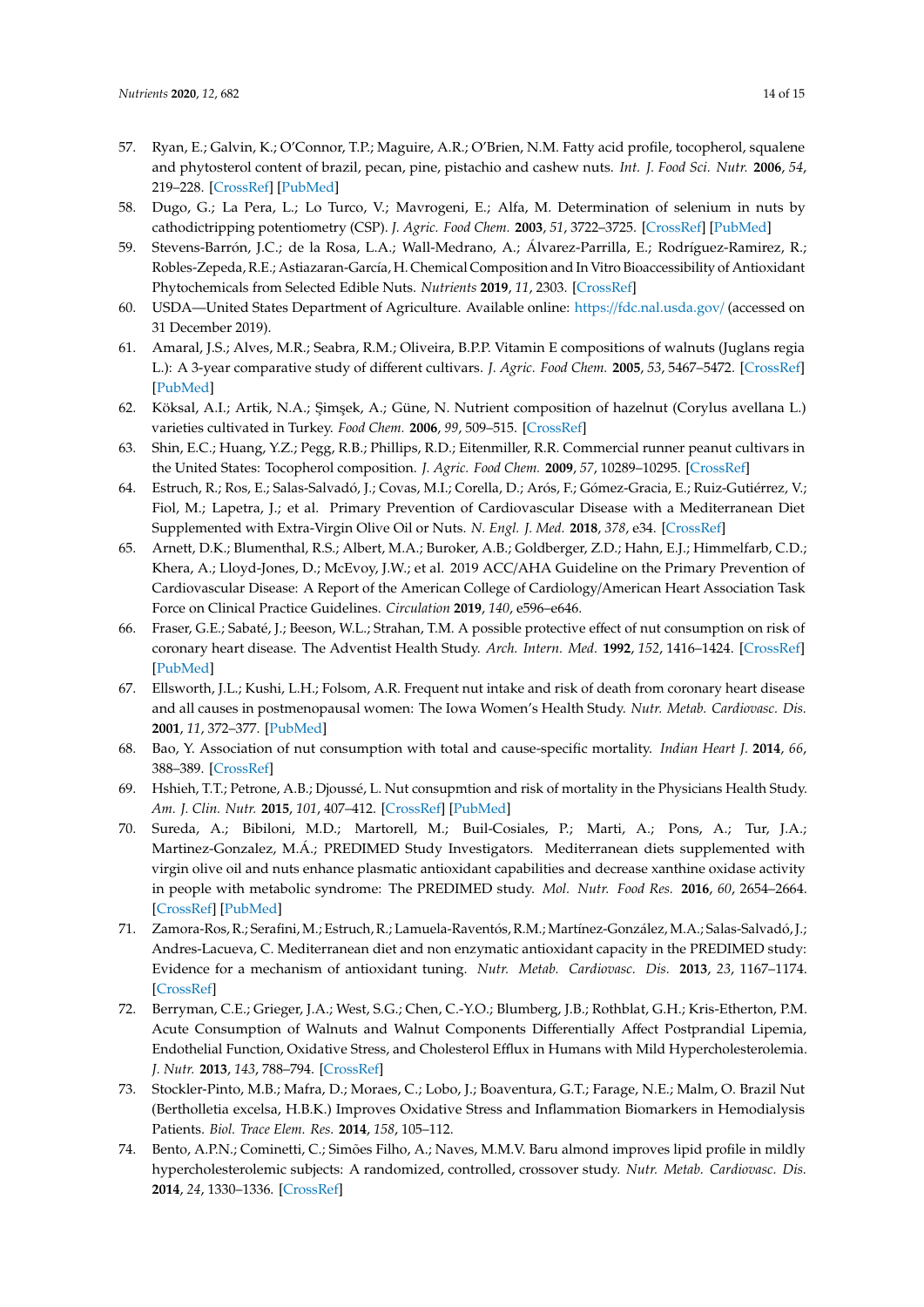57. Ryan, E.; Galvin, K.; O'Connor, T.P.; Maguire, A.R.; O'Brien, N.M. Fatty acid profile, tocopherol, squalene and phytosterol content of brazil, pecan, pine, pistachio and cashew nuts. *Int. J. Food Sci. Nutr.* **2006**, *54*, 219–228. [CrossRef] [PubMed]
58. Dugo, G.; La Pera, L.; Lo Turco, V.; Mavrogeni, E.; Alfa, M. Determination of selenium in nuts by cathodictripping potentiometry (CSP). *J. Agric. Food Chem.* **2003**, *51*, 3722–3725. [CrossRef] [PubMed]
59. Stevens-Barrón, J.C.; de la Rosa, L.A.; Wall-Medrano, A.; Álvarez-Parrilla, E.; Rodríguez-Ramirez, R.; Robles-Zepeda, R.E.; Astiazaran-García, H. Chemical Composition and In Vitro Bioaccessibility of Antioxidant Phytochemicals from Selected Edible Nuts. *Nutrients* **2019**, *11*, 2303. [CrossRef]
60. USDA—United States Department of Agriculture. Available online: https://fdc.nal.usda.gov/ (accessed on 31 December 2019).
61. Amaral, J.S.; Alves, M.R.; Seabra, R.M.; Oliveira, B.P.P. Vitamin E compositions of walnuts (Juglans regia L.): A 3-year comparative study of different cultivars. *J. Agric. Food Chem.* **2005**, *53*, 5467–5472. [CrossRef] [PubMed]
62. Köksal, A.I.; Artik, N.A.; Şimşek, A.; Güne, N. Nutrient composition of hazelnut (Corylus avellana L.) varieties cultivated in Turkey. *Food Chem.* **2006**, *99*, 509–515. [CrossRef]
63. Shin, E.C.; Huang, Y.Z.; Pegg, R.B.; Phillips, R.D.; Eitenmiller, R.R. Commercial runner peanut cultivars in the United States: Tocopherol composition. *J. Agric. Food Chem.* **2009**, *57*, 10289–10295. [CrossRef]
64. Estruch, R.; Ros, E.; Salas-Salvadó, J.; Covas, M.I.; Corella, D.; Arós, F.; Gómez-Gracia, E.; Ruiz-Gutiérrez, V.; Fiol, M.; Lapetra, J.; et al. Primary Prevention of Cardiovascular Disease with a Mediterranean Diet Supplemented with Extra-Virgin Olive Oil or Nuts. *N. Engl. J. Med.* **2018**, *378*, e34. [CrossRef]
65. Arnett, D.K.; Blumenthal, R.S.; Albert, M.A.; Buroker, A.B.; Goldberger, Z.D.; Hahn, E.J.; Himmelfarb, C.D.; Khera, A.; Lloyd-Jones, D.; McEvoy, J.W.; et al. 2019 ACC/AHA Guideline on the Primary Prevention of Cardiovascular Disease: A Report of the American College of Cardiology/American Heart Association Task Force on Clinical Practice Guidelines. *Circulation* **2019**, *140*, e596–e646.
66. Fraser, G.E.; Sabaté, J.; Beeson, W.L.; Strahan, T.M. A possible protective effect of nut consumption on risk of coronary heart disease. The Adventist Health Study. *Arch. Intern. Med.* **1992**, *152*, 1416–1424. [CrossRef] [PubMed]
67. Ellsworth, J.L.; Kushi, L.H.; Folsom, A.R. Frequent nut intake and risk of death from coronary heart disease and all causes in postmenopausal women: The Iowa Women's Health Study. *Nutr. Metab. Cardiovasc. Dis.* **2001**, *11*, 372–377. [PubMed]
68. Bao, Y. Association of nut consumption with total and cause-specific mortality. *Indian Heart J.* **2014**, *66*, 388–389. [CrossRef]
69. Hshieh, T.T.; Petrone, A.B.; Djoussé, L. Nut consupmtion and risk of mortality in the Physicians Health Study. *Am. J. Clin. Nutr.* **2015**, *101*, 407–412. [CrossRef] [PubMed]
70. Sureda, A.; Bibiloni, M.D.; Martorell, M.; Buil-Cosiales, P.; Marti, A.; Pons, A.; Tur, J.A.; Martinez-Gonzalez, M.Á.; PREDIMED Study Investigators. Mediterranean diets supplemented with virgin olive oil and nuts enhance plasmatic antioxidant capabilities and decrease xanthine oxidase activity in people with metabolic syndrome: The PREDIMED study. *Mol. Nutr. Food Res.* **2016**, *60*, 2654–2664. [CrossRef] [PubMed]
71. Zamora-Ros, R.; Serafini, M.; Estruch, R.; Lamuela-Raventós, R.M.; Martínez-González, M.A.; Salas-Salvadó, J.; Andres-Lacueva, C. Mediterranean diet and non enzymatic antioxidant capacity in the PREDIMED study: Evidence for a mechanism of antioxidant tuning. *Nutr. Metab. Cardiovasc. Dis.* **2013**, *23*, 1167–1174. [CrossRef]
72. Berryman, C.E.; Grieger, J.A.; West, S.G.; Chen, C.-Y.O.; Blumberg, J.B.; Rothblat, G.H.; Kris-Etherton, P.M. Acute Consumption of Walnuts and Walnut Components Differentially Affect Postprandial Lipemia, Endothelial Function, Oxidative Stress, and Cholesterol Efflux in Humans with Mild Hypercholesterolemia. *J. Nutr.* **2013**, *143*, 788–794. [CrossRef]
73. Stockler-Pinto, M.B.; Mafra, D.; Moraes, C.; Lobo, J.; Boaventura, G.T.; Farage, N.E.; Malm, O. Brazil Nut (Bertholletia excelsa, H.B.K.) Improves Oxidative Stress and Inflammation Biomarkers in Hemodialysis Patients. *Biol. Trace Elem. Res.* **2014**, *158*, 105–112.
74. Bento, A.P.N.; Cominetti, C.; Simões Filho, A.; Naves, M.M.V. Baru almond improves lipid profile in mildly hypercholesterolemic subjects: A randomized, controlled, crossover study. *Nutr. Metab. Cardiovasc. Dis.* **2014**, *24*, 1330–1336. [CrossRef]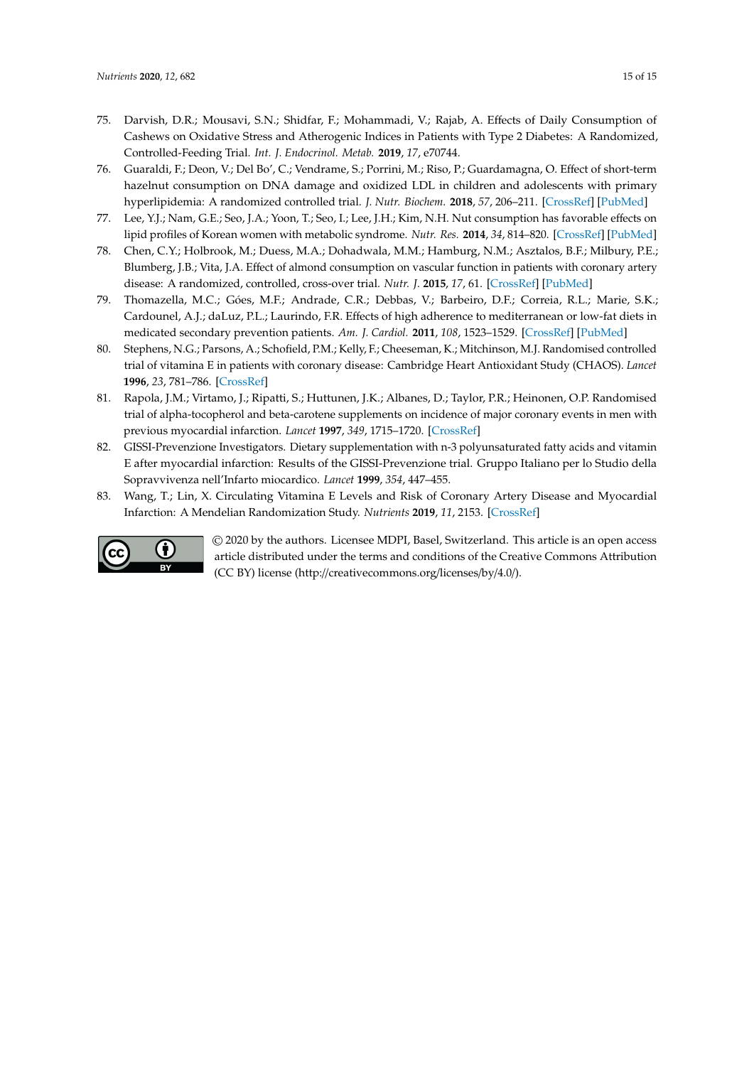75. Darvish, D.R.; Mousavi, S.N.; Shidfar, F.; Mohammadi, V.; Rajab, A. Effects of Daily Consumption of Cashews on Oxidative Stress and Atherogenic Indices in Patients with Type 2 Diabetes: A Randomized, Controlled-Feeding Trial. *Int. J. Endocrinol. Metab.* **2019**, *17*, e70744.
76. Guaraldi, F.; Deon, V.; Del Bo', C.; Vendrame, S.; Porrini, M.; Riso, P.; Guardamagna, O. Effect of short-term hazelnut consumption on DNA damage and oxidized LDL in children and adolescents with primary hyperlipidemia: A randomized controlled trial. *J. Nutr. Biochem.* **2018**, *57*, 206–211. [CrossRef] [PubMed]
77. Lee, Y.J.; Nam, G.E.; Seo, J.A.; Yoon, T.; Seo, I.; Lee, J.H.; Kim, N.H. Nut consumption has favorable effects on lipid profiles of Korean women with metabolic syndrome. *Nutr. Res.* **2014**, *34*, 814–820. [CrossRef] [PubMed]
78. Chen, C.Y.; Holbrook, M.; Duess, M.A.; Dohadwala, M.M.; Hamburg, N.M.; Asztalos, B.F.; Milbury, P.E.; Blumberg, J.B.; Vita, J.A. Effect of almond consumption on vascular function in patients with coronary artery disease: A randomized, controlled, cross-over trial. *Nutr. J.* **2015**, *17*, 61. [CrossRef] [PubMed]
79. Thomazella, M.C.; Góes, M.F.; Andrade, C.R.; Debbas, V.; Barbeiro, D.F.; Correia, R.L.; Marie, S.K.; Cardounel, A.J.; daLuz, P.L.; Laurindo, F.R. Effects of high adherence to mediterranean or low-fat diets in medicated secondary prevention patients. *Am. J. Cardiol.* **2011**, *108*, 1523–1529. [CrossRef] [PubMed]
80. Stephens, N.G.; Parsons, A.; Schofield, P.M.; Kelly, F.; Cheeseman, K.; Mitchinson, M.J. Randomised controlled trial of vitamina E in patients with coronary disease: Cambridge Heart Antioxidant Study (CHAOS). *Lancet* **1996**, *23*, 781–786. [CrossRef]
81. Rapola, J.M.; Virtamo, J.; Ripatti, S.; Huttunen, J.K.; Albanes, D.; Taylor, P.R.; Heinonen, O.P. Randomised trial of alpha-tocopherol and beta-carotene supplements on incidence of major coronary events in men with previous myocardial infarction. *Lancet* **1997**, *349*, 1715–1720. [CrossRef]
82. GISSI-Prevenzione Investigators. Dietary supplementation with n-3 polyunsaturated fatty acids and vitamin E after myocardial infarction: Results of the GISSI-Prevenzione trial. Gruppo Italiano per lo Studio della Sopravvivenza nell'Infarto miocardico. *Lancet* **1999**, *354*, 447–455.
83. Wang, T.; Lin, X. Circulating Vitamina E Levels and Risk of Coronary Artery Disease and Myocardial Infarction: A Mendelian Randomization Study. *Nutrients* **2019**, *11*, 2153. [CrossRef]

© 2020 by the authors. Licensee MDPI, Basel, Switzerland. This article is an open access article distributed under the terms and conditions of the Creative Commons Attribution (CC BY) license (http://creativecommons.org/licenses/by/4.0/).